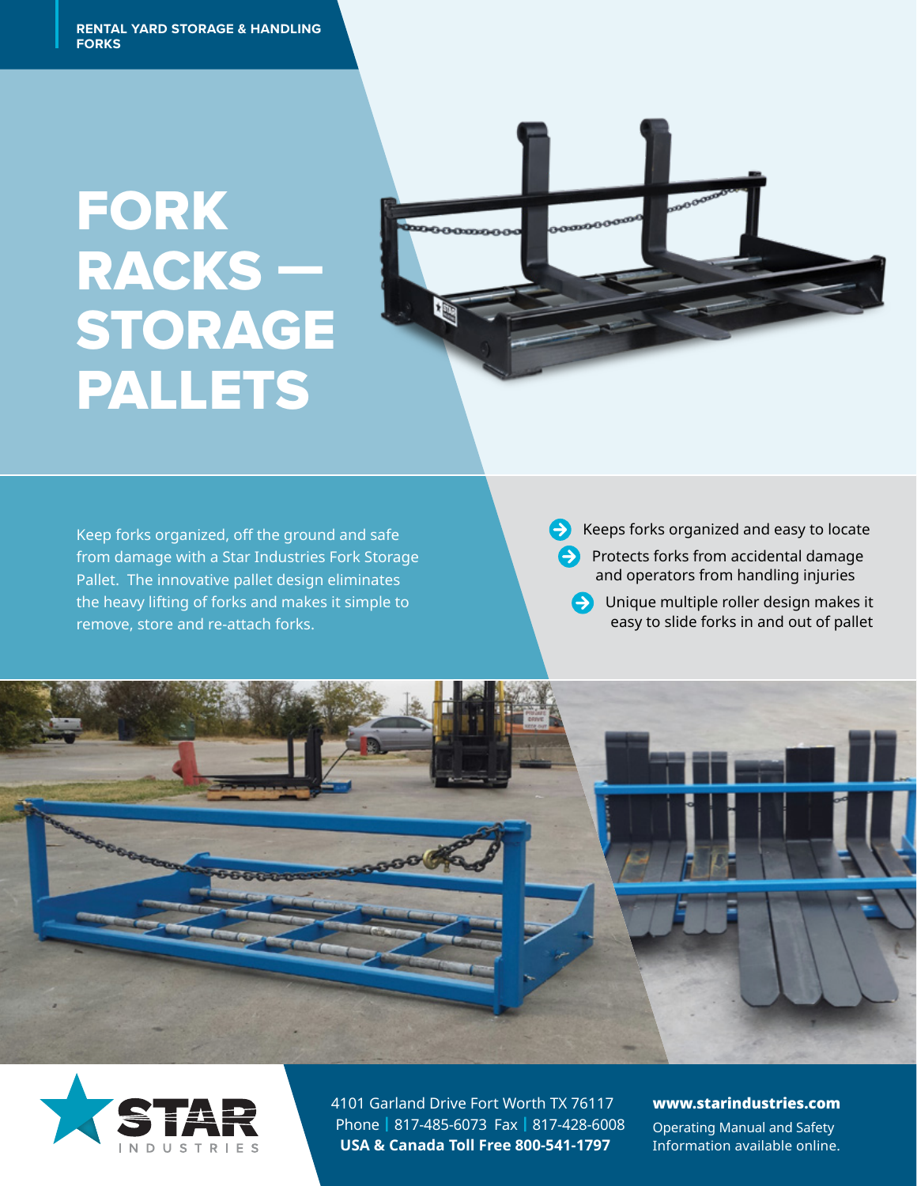RENTAL YARD STORAGE & HANDLING FORKS

# FORK RACKS — STORAGE PALLETS

Keep forks organized, off the ground and safe from damage with a Star Industries Fork Storage Pallet. The innovative pallet design eliminates the heavy lifting of forks and makes it simple to remove, store and re-attach forks.

- Keeps forks organized and easy to locate
- Protects forks from accidental damage and operators from handling injuries
- Unique multiple roller design makes it easy to slide forks in and out of pallet

STAR INDUSTRIES

4101 Garland Drive Fort Worth TX 76117
Phone | 817-485-6073 Fax | 817-428-6008
**USA & Canada Toll Free 800-541-1797**

**www.starindustries.com**
Operating Manual and Safety Information available online.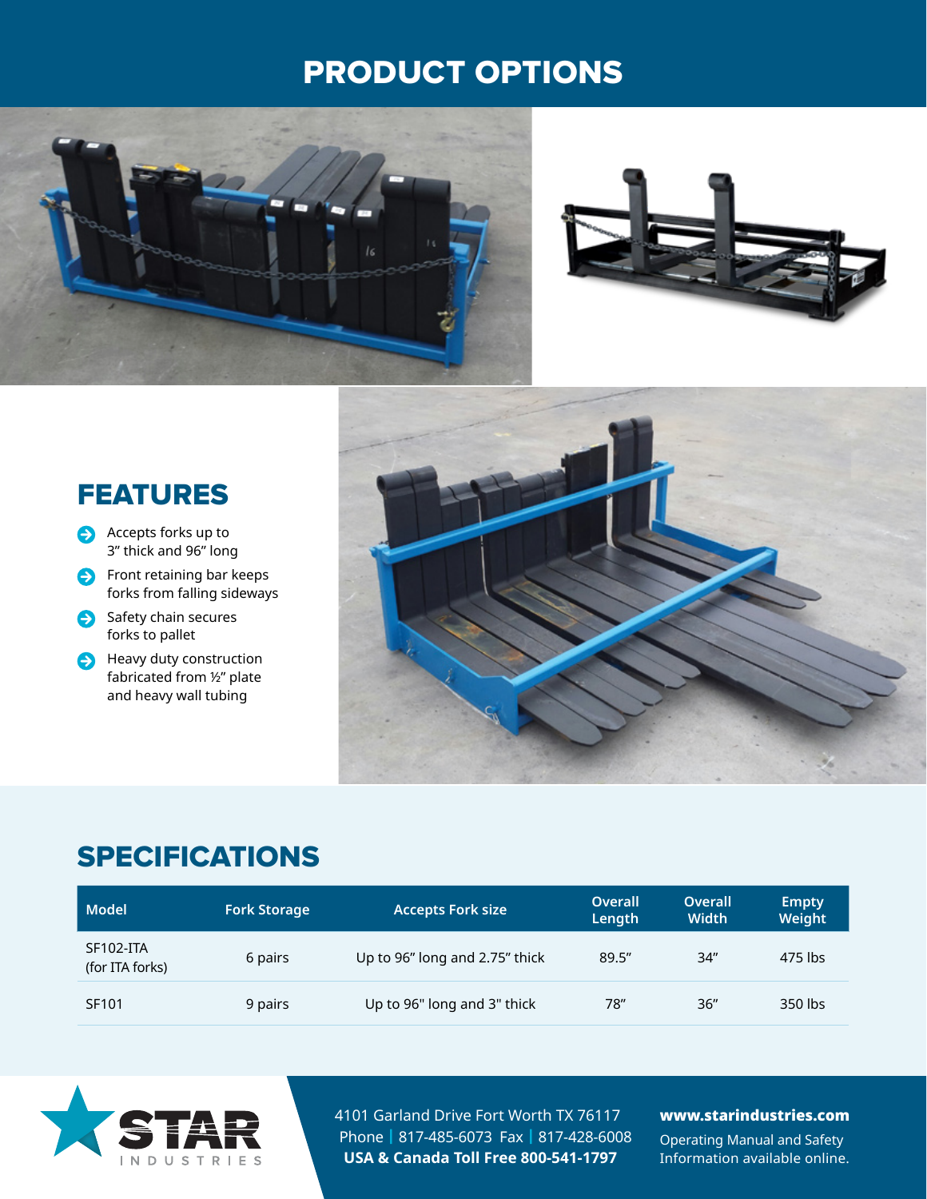# PRODUCT OPTIONS

## FEATURES

- Accepts forks up to 3" thick and 96" long
- Front retaining bar keeps forks from falling sideways
- Safety chain secures forks to pallet
- Heavy duty construction fabricated from ½" plate and heavy wall tubing

## SPECIFICATIONS

| Model | Fork Storage | Accepts Fork size | Overall Length | Overall Width | Empty Weight |
|---|---|---|---|---|---|
| SF102-ITA (for ITA forks) | 6 pairs | Up to 96" long and 2.75" thick | 89.5" | 34" | 475 lbs |
| SF101 | 9 pairs | Up to 96" long and 3" thick | 78" | 36" | 350 lbs |

STAR INDUSTRIES

4101 Garland Drive Fort Worth TX 76117
Phone | 817-485-6073 Fax | 817-428-6008
**USA & Canada Toll Free 800-541-1797**

**www.starindustries.com**
Operating Manual and Safety Information available online.